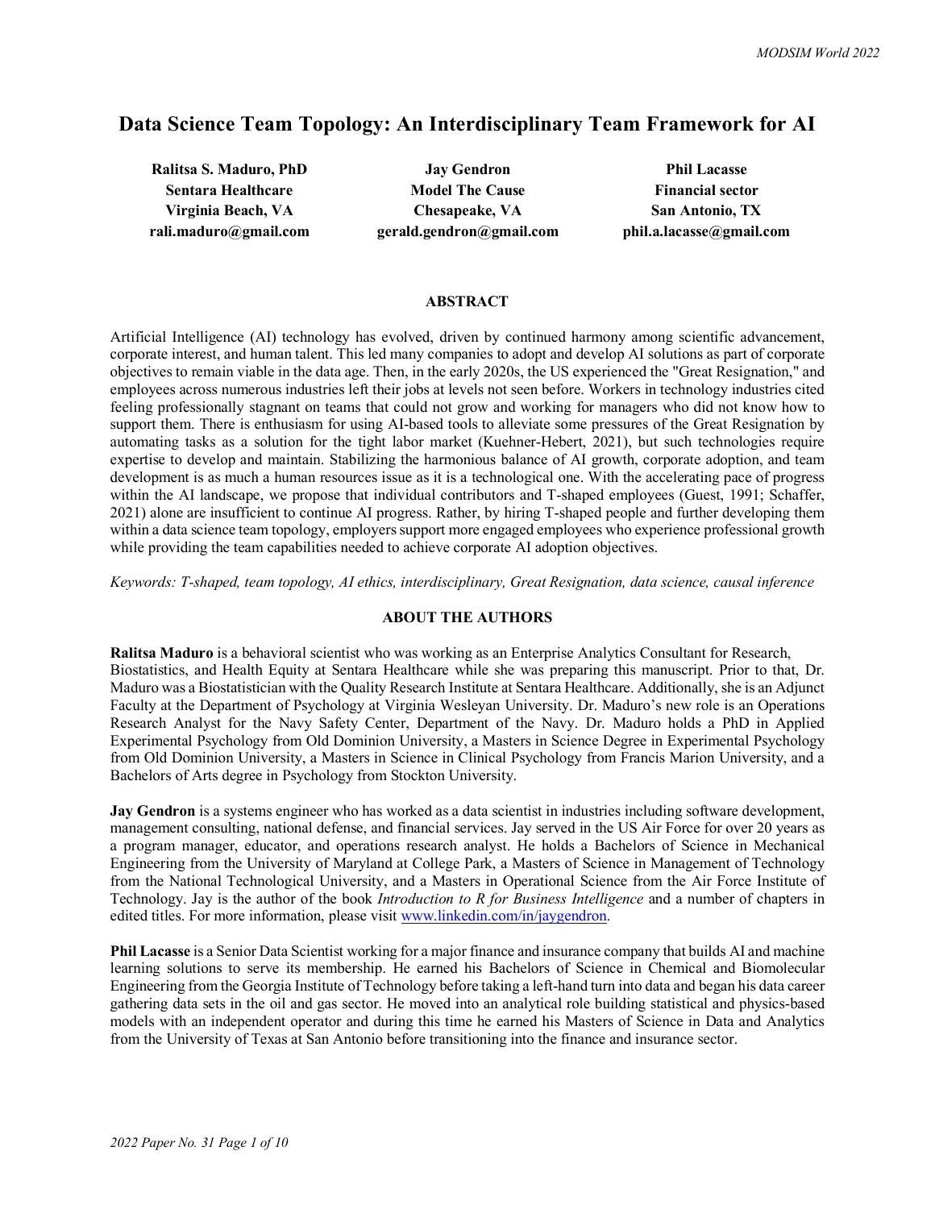# Data Science Team Topology: An Interdisciplinary Team Framework for AI

**Ralitsa S. Maduro, PhD**
**Sentara Healthcare**
**Virginia Beach, VA**
**rali.maduro@gmail.com**

**Jay Gendron**
**Model The Cause**
**Chesapeake, VA**
**gerald.gendron@gmail.com**

**Phil Lacasse**
**Financial sector**
**San Antonio, TX**
**phil.a.lacasse@gmail.com**

## ABSTRACT

Artificial Intelligence (AI) technology has evolved, driven by continued harmony among scientific advancement, corporate interest, and human talent. This led many companies to adopt and develop AI solutions as part of corporate objectives to remain viable in the data age. Then, in the early 2020s, the US experienced the "Great Resignation," and employees across numerous industries left their jobs at levels not seen before. Workers in technology industries cited feeling professionally stagnant on teams that could not grow and working for managers who did not know how to support them. There is enthusiasm for using AI-based tools to alleviate some pressures of the Great Resignation by automating tasks as a solution for the tight labor market (Kuehner-Hebert, 2021), but such technologies require expertise to develop and maintain. Stabilizing the harmonious balance of AI growth, corporate adoption, and team development is as much a human resources issue as it is a technological one. With the accelerating pace of progress within the AI landscape, we propose that individual contributors and T-shaped employees (Guest, 1991; Schaffer, 2021) alone are insufficient to continue AI progress. Rather, by hiring T-shaped people and further developing them within a data science team topology, employers support more engaged employees who experience professional growth while providing the team capabilities needed to achieve corporate AI adoption objectives.

*Keywords: T-shaped, team topology, AI ethics, interdisciplinary, Great Resignation, data science, causal inference*

## ABOUT THE AUTHORS

**Ralitsa Maduro** is a behavioral scientist who was working as an Enterprise Analytics Consultant for Research, Biostatistics, and Health Equity at Sentara Healthcare while she was preparing this manuscript. Prior to that, Dr. Maduro was a Biostatistician with the Quality Research Institute at Sentara Healthcare. Additionally, she is an Adjunct Faculty at the Department of Psychology at Virginia Wesleyan University. Dr. Maduro's new role is an Operations Research Analyst for the Navy Safety Center, Department of the Navy. Dr. Maduro holds a PhD in Applied Experimental Psychology from Old Dominion University, a Masters in Science Degree in Experimental Psychology from Old Dominion University, a Masters in Science in Clinical Psychology from Francis Marion University, and a Bachelors of Arts degree in Psychology from Stockton University.

**Jay Gendron** is a systems engineer who has worked as a data scientist in industries including software development, management consulting, national defense, and financial services. Jay served in the US Air Force for over 20 years as a program manager, educator, and operations research analyst. He holds a Bachelors of Science in Mechanical Engineering from the University of Maryland at College Park, a Masters of Science in Management of Technology from the National Technological University, and a Masters in Operational Science from the Air Force Institute of Technology. Jay is the author of the book *Introduction to R for Business Intelligence* and a number of chapters in edited titles. For more information, please visit www.linkedin.com/in/jaygendron.

**Phil Lacasse** is a Senior Data Scientist working for a major finance and insurance company that builds AI and machine learning solutions to serve its membership. He earned his Bachelors of Science in Chemical and Biomolecular Engineering from the Georgia Institute of Technology before taking a left-hand turn into data and began his data career gathering data sets in the oil and gas sector. He moved into an analytical role building statistical and physics-based models with an independent operator and during this time he earned his Masters of Science in Data and Analytics from the University of Texas at San Antonio before transitioning into the finance and insurance sector.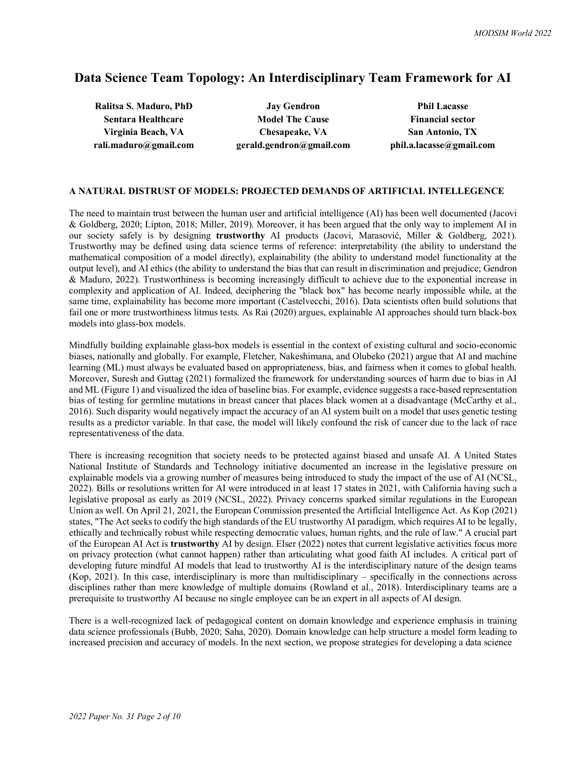# Data Science Team Topology: An Interdisciplinary Team Framework for AI

**Ralitsa S. Maduro, PhD**
**Sentara Healthcare**
**Virginia Beach, VA**
**rali.maduro@gmail.com**

**Jay Gendron**
**Model The Cause**
**Chesapeake, VA**
**gerald.gendron@gmail.com**

**Phil Lacasse**
**Financial sector**
**San Antonio, TX**
**phil.a.lacasse@gmail.com**

## A NATURAL DISTRUST OF MODELS: PROJECTED DEMANDS OF ARTIFICIAL INTELLEGENCE

The need to maintain trust between the human user and artificial intelligence (AI) has been well documented (Jacovi & Goldberg, 2020; Lipton, 2018; Miller, 2019). Moreover, it has been argued that the only way to implement AI in our society safely is by designing **trustworthy** AI products (Jacovi, Marasović, Miller & Goldberg, 2021). Trustworthy may be defined using data science terms of reference: interpretability (the ability to understand the mathematical composition of a model directly), explainability (the ability to understand model functionality at the output level), and AI ethics (the ability to understand the bias that can result in discrimination and prejudice; Gendron & Maduro, 2022). Trustworthiness is becoming increasingly difficult to achieve due to the exponential increase in complexity and application of AI. Indeed, deciphering the "black box" has become nearly impossible while, at the same time, explainability has become more important (Castelvecchi, 2016). Data scientists often build solutions that fail one or more trustworthiness litmus tests. As Rai (2020) argues, explainable AI approaches should turn black-box models into glass-box models.

Mindfully building explainable glass-box models is essential in the context of existing cultural and socio-economic biases, nationally and globally. For example, Fletcher, Nakeshimana, and Olubeko (2021) argue that AI and machine learning (ML) must always be evaluated based on appropriateness, bias, and fairness when it comes to global health. Moreover, Suresh and Guttag (2021) formalized the framework for understanding sources of harm due to bias in AI and ML (Figure 1) and visualized the idea of baseline bias. For example, evidence suggests a race-based representation bias of testing for germline mutations in breast cancer that places black women at a disadvantage (McCarthy et al., 2016). Such disparity would negatively impact the accuracy of an AI system built on a model that uses genetic testing results as a predictor variable. In that case, the model will likely confound the risk of cancer due to the lack of race representativeness of the data.

There is increasing recognition that society needs to be protected against biased and unsafe AI. A United States National Institute of Standards and Technology initiative documented an increase in the legislative pressure on explainable models via a growing number of measures being introduced to study the impact of the use of AI (NCSL, 2022). Bills or resolutions written for AI were introduced in at least 17 states in 2021, with California having such a legislative proposal as early as 2019 (NCSL, 2022). Privacy concerns sparked similar regulations in the European Union as well. On April 21, 2021, the European Commission presented the Artificial Intelligence Act. As Kop (2021) states, "The Act seeks to codify the high standards of the EU trustworthy AI paradigm, which requires AI to be legally, ethically and technically robust while respecting democratic values, human rights, and the rule of law." A crucial part of the European AI Act is **trustworthy** AI by design. Elser (2022) notes that current legislative activities focus more on privacy protection (what cannot happen) rather than articulating what good faith AI includes. A critical part of developing future mindful AI models that lead to trustworthy AI is the interdisciplinary nature of the design teams (Kop, 2021). In this case, interdisciplinary is more than multidisciplinary – specifically in the connections across disciplines rather than mere knowledge of multiple domains (Rowland et al., 2018). Interdisciplinary teams are a prerequisite to trustworthy AI because no single employee can be an expert in all aspects of AI design.

There is a well-recognized lack of pedagogical content on domain knowledge and experience emphasis in training data science professionals (Bubb, 2020; Saha, 2020). Domain knowledge can help structure a model form leading to increased precision and accuracy of models. In the next section, we propose strategies for developing a data science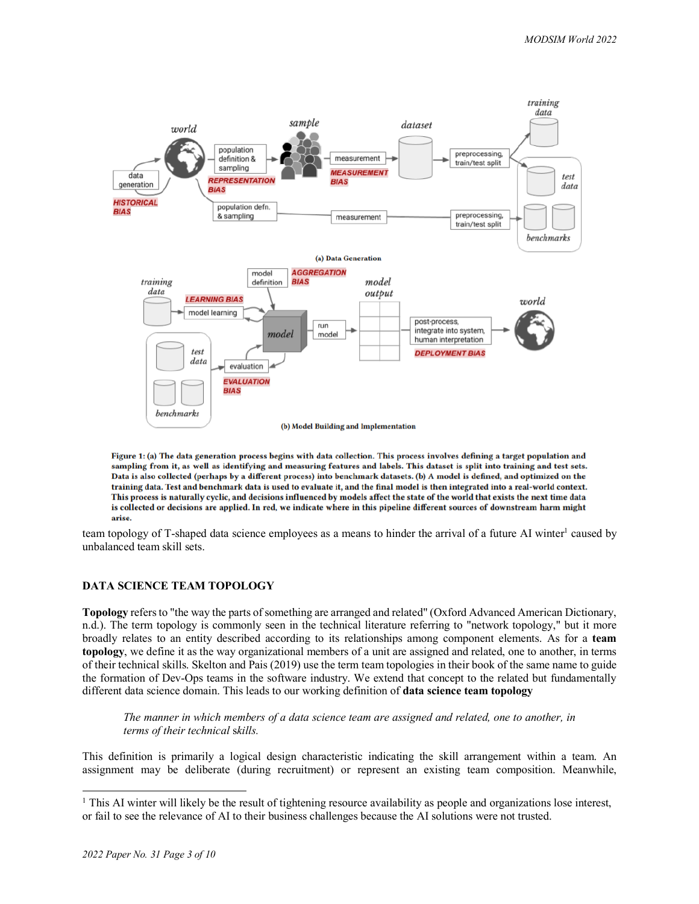Figure 1: (a) The data generation process begins with data collection. This process involves defining a target population and sampling from it, as well as identifying and measuring features and labels. This dataset is split into training and test sets. Data is also collected (perhaps by a different process) into benchmark datasets. (b) A model is defined, and optimized on the training data. Test and benchmark data is used to evaluate it, and the final model is then integrated into a real-world context. This process is naturally cyclic, and decisions influenced by models affect the state of the world that exists the next time data is collected or decisions are applied. In red, we indicate where in this pipeline different sources of downstream harm might arise.

team topology of T-shaped data science employees as a means to hinder the arrival of a future AI winter[1] caused by unbalanced team skill sets.

## DATA SCIENCE TEAM TOPOLOGY

**Topology** refers to "the way the parts of something are arranged and related" (Oxford Advanced American Dictionary, n.d.). The term topology is commonly seen in the technical literature referring to "network topology," but it more broadly relates to an entity described according to its relationships among component elements. As for a **team topology**, we define it as the way organizational members of a unit are assigned and related, one to another, in terms of their technical skills. Skelton and Pais (2019) use the term team topologies in their book of the same name to guide the formation of Dev-Ops teams in the software industry. We extend that concept to the related but fundamentally different data science domain. This leads to our working definition of **data science team topology**

> *The manner in which members of a data science team are assigned and related, one to another, in terms of their technical skills.*

This definition is primarily a logical design characteristic indicating the skill arrangement within a team. An assignment may be deliberate (during recruitment) or represent an existing team composition. Meanwhile,

[1] This AI winter will likely be the result of tightening resource availability as people and organizations lose interest, or fail to see the relevance of AI to their business challenges because the AI solutions were not trusted.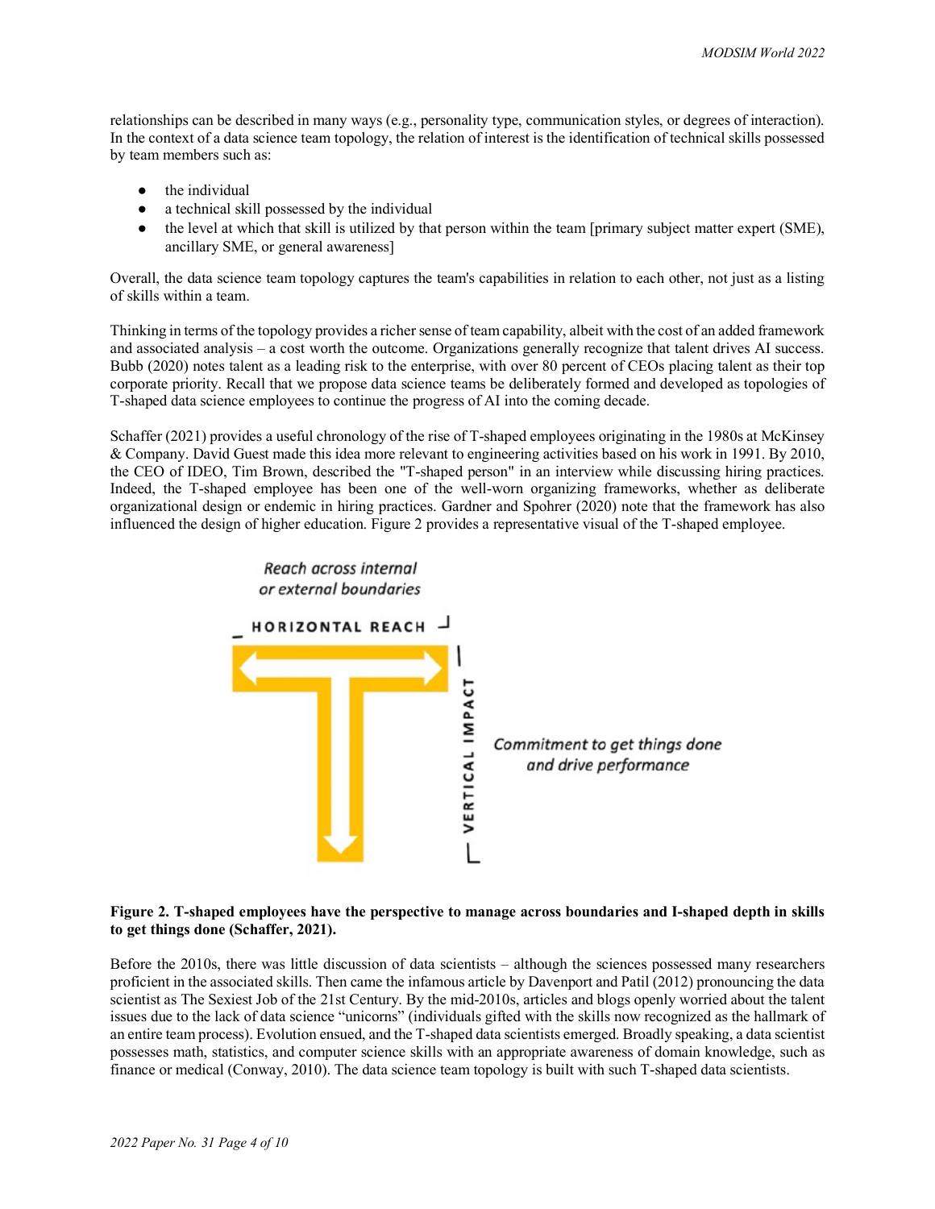relationships can be described in many ways (e.g., personality type, communication styles, or degrees of interaction). In the context of a data science team topology, the relation of interest is the identification of technical skills possessed by team members such as:

- the individual
- a technical skill possessed by the individual
- the level at which that skill is utilized by that person within the team [primary subject matter expert (SME), ancillary SME, or general awareness]

Overall, the data science team topology captures the team's capabilities in relation to each other, not just as a listing of skills within a team.

Thinking in terms of the topology provides a richer sense of team capability, albeit with the cost of an added framework and associated analysis – a cost worth the outcome. Organizations generally recognize that talent drives AI success. Bubb (2020) notes talent as a leading risk to the enterprise, with over 80 percent of CEOs placing talent as their top corporate priority. Recall that we propose data science teams be deliberately formed and developed as topologies of T-shaped data science employees to continue the progress of AI into the coming decade.

Schaffer (2021) provides a useful chronology of the rise of T-shaped employees originating in the 1980s at McKinsey & Company. David Guest made this idea more relevant to engineering activities based on his work in 1991. By 2010, the CEO of IDEO, Tim Brown, described the "T-shaped person" in an interview while discussing hiring practices. Indeed, the T-shaped employee has been one of the well-worn organizing frameworks, whether as deliberate organizational design or endemic in hiring practices. Gardner and Spohrer (2020) note that the framework has also influenced the design of higher education. Figure 2 provides a representative visual of the T-shaped employee.

**Figure 2. T-shaped employees have the perspective to manage across boundaries and I-shaped depth in skills to get things done (Schaffer, 2021).**

Before the 2010s, there was little discussion of data scientists – although the sciences possessed many researchers proficient in the associated skills. Then came the infamous article by Davenport and Patil (2012) pronouncing the data scientist as The Sexiest Job of the 21st Century. By the mid-2010s, articles and blogs openly worried about the talent issues due to the lack of data science "unicorns" (individuals gifted with the skills now recognized as the hallmark of an entire team process). Evolution ensued, and the T-shaped data scientists emerged. Broadly speaking, a data scientist possesses math, statistics, and computer science skills with an appropriate awareness of domain knowledge, such as finance or medical (Conway, 2010). The data science team topology is built with such T-shaped data scientists.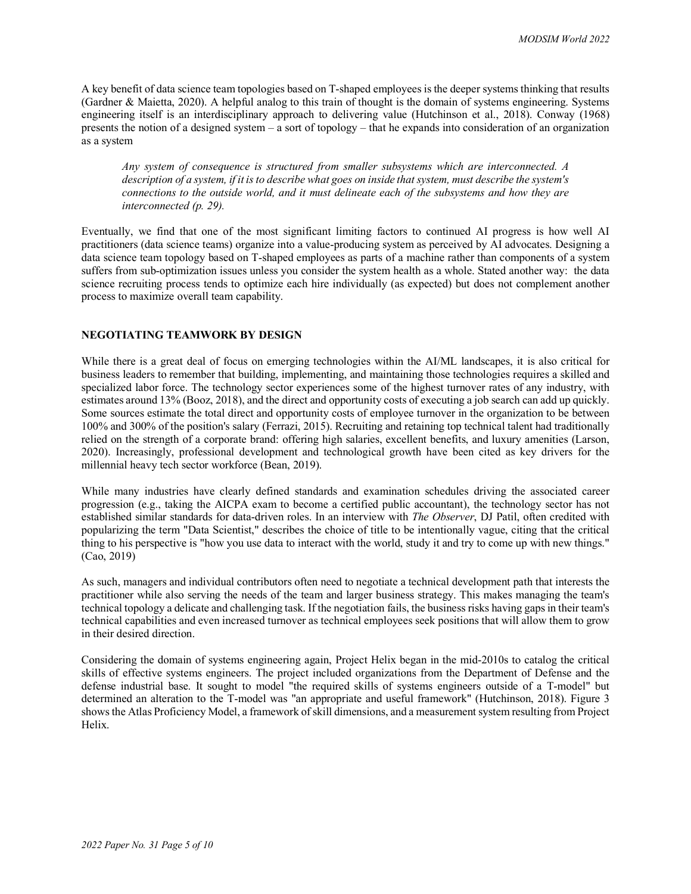A key benefit of data science team topologies based on T-shaped employees is the deeper systems thinking that results (Gardner & Maietta, 2020). A helpful analog to this train of thought is the domain of systems engineering. Systems engineering itself is an interdisciplinary approach to delivering value (Hutchinson et al., 2018). Conway (1968) presents the notion of a designed system – a sort of topology – that he expands into consideration of an organization as a system

> *Any system of consequence is structured from smaller subsystems which are interconnected. A description of a system, if it is to describe what goes on inside that system, must describe the system's connections to the outside world, and it must delineate each of the subsystems and how they are interconnected (p. 29).*

Eventually, we find that one of the most significant limiting factors to continued AI progress is how well AI practitioners (data science teams) organize into a value-producing system as perceived by AI advocates. Designing a data science team topology based on T-shaped employees as parts of a machine rather than components of a system suffers from sub-optimization issues unless you consider the system health as a whole. Stated another way: the data science recruiting process tends to optimize each hire individually (as expected) but does not complement another process to maximize overall team capability.

## NEGOTIATING TEAMWORK BY DESIGN

While there is a great deal of focus on emerging technologies within the AI/ML landscapes, it is also critical for business leaders to remember that building, implementing, and maintaining those technologies requires a skilled and specialized labor force. The technology sector experiences some of the highest turnover rates of any industry, with estimates around 13% (Booz, 2018), and the direct and opportunity costs of executing a job search can add up quickly. Some sources estimate the total direct and opportunity costs of employee turnover in the organization to be between 100% and 300% of the position's salary (Ferrazi, 2015). Recruiting and retaining top technical talent had traditionally relied on the strength of a corporate brand: offering high salaries, excellent benefits, and luxury amenities (Larson, 2020). Increasingly, professional development and technological growth have been cited as key drivers for the millennial heavy tech sector workforce (Bean, 2019).

While many industries have clearly defined standards and examination schedules driving the associated career progression (e.g., taking the AICPA exam to become a certified public accountant), the technology sector has not established similar standards for data-driven roles. In an interview with *The Observer*, DJ Patil, often credited with popularizing the term "Data Scientist," describes the choice of title to be intentionally vague, citing that the critical thing to his perspective is "how you use data to interact with the world, study it and try to come up with new things." (Cao, 2019)

As such, managers and individual contributors often need to negotiate a technical development path that interests the practitioner while also serving the needs of the team and larger business strategy. This makes managing the team's technical topology a delicate and challenging task. If the negotiation fails, the business risks having gaps in their team's technical capabilities and even increased turnover as technical employees seek positions that will allow them to grow in their desired direction.

Considering the domain of systems engineering again, Project Helix began in the mid-2010s to catalog the critical skills of effective systems engineers. The project included organizations from the Department of Defense and the defense industrial base. It sought to model "the required skills of systems engineers outside of a T-model" but determined an alteration to the T-model was "an appropriate and useful framework" (Hutchinson, 2018). Figure 3 shows the Atlas Proficiency Model, a framework of skill dimensions, and a measurement system resulting from Project Helix.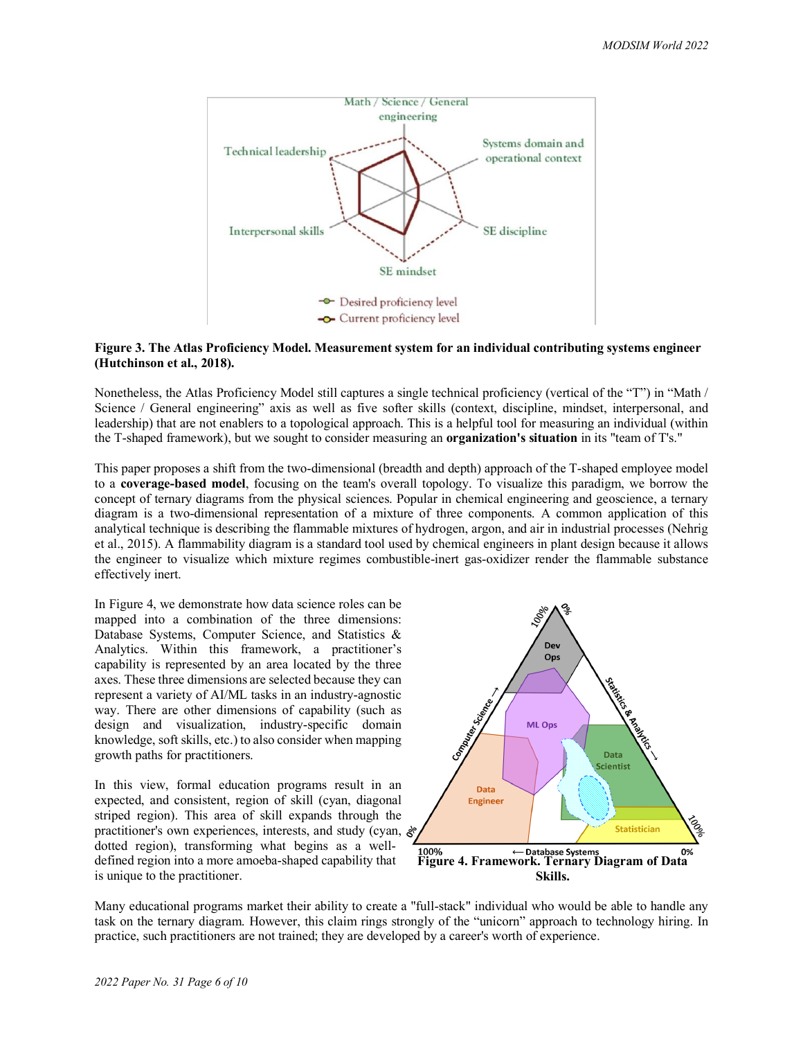**Figure 3. The Atlas Proficiency Model. Measurement system for an individual contributing systems engineer (Hutchinson et al., 2018).**

Nonetheless, the Atlas Proficiency Model still captures a single technical proficiency (vertical of the "T") in "Math / Science / General engineering" axis as well as five softer skills (context, discipline, mindset, interpersonal, and leadership) that are not enablers to a topological approach. This is a helpful tool for measuring an individual (within the T-shaped framework), but we sought to consider measuring an **organization's situation** in its "team of T's."

This paper proposes a shift from the two-dimensional (breadth and depth) approach of the T-shaped employee model to a **coverage-based model**, focusing on the team's overall topology. To visualize this paradigm, we borrow the concept of ternary diagrams from the physical sciences. Popular in chemical engineering and geoscience, a ternary diagram is a two-dimensional representation of a mixture of three components. A common application of this analytical technique is describing the flammable mixtures of hydrogen, argon, and air in industrial processes (Nehrig et al., 2015). A flammability diagram is a standard tool used by chemical engineers in plant design because it allows the engineer to visualize which mixture regimes combustible-inert gas-oxidizer render the flammable substance effectively inert.

In Figure 4, we demonstrate how data science roles can be mapped into a combination of the three dimensions: Database Systems, Computer Science, and Statistics & Analytics. Within this framework, a practitioner's capability is represented by an area located by the three axes. These three dimensions are selected because they can represent a variety of AI/ML tasks in an industry-agnostic way. There are other dimensions of capability (such as design and visualization, industry-specific domain knowledge, soft skills, etc.) to also consider when mapping growth paths for practitioners.

In this view, formal education programs result in an expected, and consistent, region of skill (cyan, diagonal striped region). This area of skill expands through the practitioner's own experiences, interests, and study (cyan, dotted region), transforming what begins as a well-defined region into a more amoeba-shaped capability that is unique to the practitioner.

**Figure 4. Framework. Ternary Diagram of Data Skills.**

Many educational programs market their ability to create a "full-stack" individual who would be able to handle any task on the ternary diagram. However, this claim rings strongly of the "unicorn" approach to technology hiring. In practice, such practitioners are not trained; they are developed by a career's worth of experience.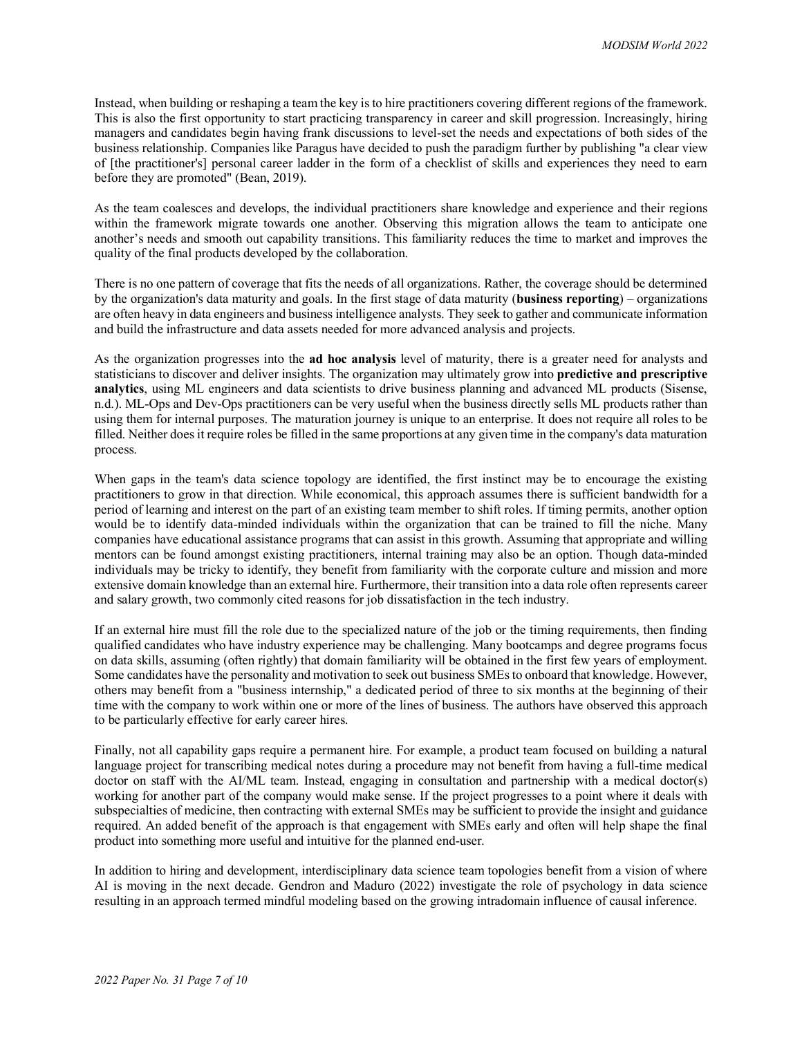Instead, when building or reshaping a team the key is to hire practitioners covering different regions of the framework. This is also the first opportunity to start practicing transparency in career and skill progression. Increasingly, hiring managers and candidates begin having frank discussions to level-set the needs and expectations of both sides of the business relationship. Companies like Paragus have decided to push the paradigm further by publishing "a clear view of [the practitioner's] personal career ladder in the form of a checklist of skills and experiences they need to earn before they are promoted" (Bean, 2019).

As the team coalesces and develops, the individual practitioners share knowledge and experience and their regions within the framework migrate towards one another. Observing this migration allows the team to anticipate one another's needs and smooth out capability transitions. This familiarity reduces the time to market and improves the quality of the final products developed by the collaboration.

There is no one pattern of coverage that fits the needs of all organizations. Rather, the coverage should be determined by the organization's data maturity and goals. In the first stage of data maturity (**business reporting**) – organizations are often heavy in data engineers and business intelligence analysts. They seek to gather and communicate information and build the infrastructure and data assets needed for more advanced analysis and projects.

As the organization progresses into the **ad hoc analysis** level of maturity, there is a greater need for analysts and statisticians to discover and deliver insights. The organization may ultimately grow into **predictive and prescriptive analytics**, using ML engineers and data scientists to drive business planning and advanced ML products (Sisense, n.d.). ML-Ops and Dev-Ops practitioners can be very useful when the business directly sells ML products rather than using them for internal purposes. The maturation journey is unique to an enterprise. It does not require all roles to be filled. Neither does it require roles be filled in the same proportions at any given time in the company's data maturation process.

When gaps in the team's data science topology are identified, the first instinct may be to encourage the existing practitioners to grow in that direction. While economical, this approach assumes there is sufficient bandwidth for a period of learning and interest on the part of an existing team member to shift roles. If timing permits, another option would be to identify data-minded individuals within the organization that can be trained to fill the niche. Many companies have educational assistance programs that can assist in this growth. Assuming that appropriate and willing mentors can be found amongst existing practitioners, internal training may also be an option. Though data-minded individuals may be tricky to identify, they benefit from familiarity with the corporate culture and mission and more extensive domain knowledge than an external hire. Furthermore, their transition into a data role often represents career and salary growth, two commonly cited reasons for job dissatisfaction in the tech industry.

If an external hire must fill the role due to the specialized nature of the job or the timing requirements, then finding qualified candidates who have industry experience may be challenging. Many bootcamps and degree programs focus on data skills, assuming (often rightly) that domain familiarity will be obtained in the first few years of employment. Some candidates have the personality and motivation to seek out business SMEs to onboard that knowledge. However, others may benefit from a "business internship," a dedicated period of three to six months at the beginning of their time with the company to work within one or more of the lines of business. The authors have observed this approach to be particularly effective for early career hires.

Finally, not all capability gaps require a permanent hire. For example, a product team focused on building a natural language project for transcribing medical notes during a procedure may not benefit from having a full-time medical doctor on staff with the AI/ML team. Instead, engaging in consultation and partnership with a medical doctor(s) working for another part of the company would make sense. If the project progresses to a point where it deals with subspecialties of medicine, then contracting with external SMEs may be sufficient to provide the insight and guidance required. An added benefit of the approach is that engagement with SMEs early and often will help shape the final product into something more useful and intuitive for the planned end-user.

In addition to hiring and development, interdisciplinary data science team topologies benefit from a vision of where AI is moving in the next decade. Gendron and Maduro (2022) investigate the role of psychology in data science resulting in an approach termed mindful modeling based on the growing intradomain influence of causal inference.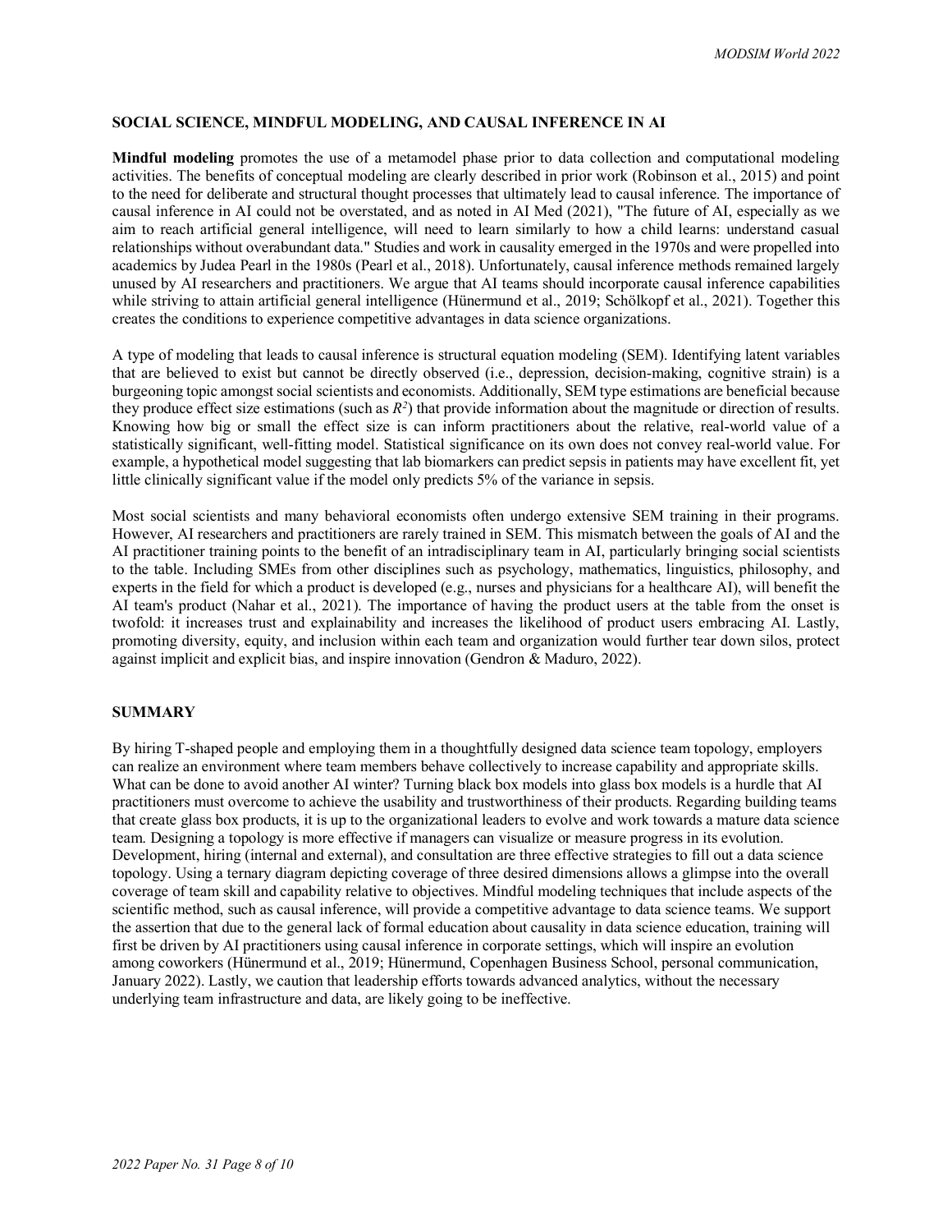## SOCIAL SCIENCE, MINDFUL MODELING, AND CAUSAL INFERENCE IN AI

**Mindful modeling** promotes the use of a metamodel phase prior to data collection and computational modeling activities. The benefits of conceptual modeling are clearly described in prior work (Robinson et al., 2015) and point to the need for deliberate and structural thought processes that ultimately lead to causal inference. The importance of causal inference in AI could not be overstated, and as noted in AI Med (2021), "The future of AI, especially as we aim to reach artificial general intelligence, will need to learn similarly to how a child learns: understand casual relationships without overabundant data." Studies and work in causality emerged in the 1970s and were propelled into academics by Judea Pearl in the 1980s (Pearl et al., 2018). Unfortunately, causal inference methods remained largely unused by AI researchers and practitioners. We argue that AI teams should incorporate causal inference capabilities while striving to attain artificial general intelligence (Hünermund et al., 2019; Schölkopf et al., 2021). Together this creates the conditions to experience competitive advantages in data science organizations.

A type of modeling that leads to causal inference is structural equation modeling (SEM). Identifying latent variables that are believed to exist but cannot be directly observed (i.e., depression, decision-making, cognitive strain) is a burgeoning topic amongst social scientists and economists. Additionally, SEM type estimations are beneficial because they produce effect size estimations (such as $R^2$) that provide information about the magnitude or direction of results. Knowing how big or small the effect size is can inform practitioners about the relative, real-world value of a statistically significant, well-fitting model. Statistical significance on its own does not convey real-world value. For example, a hypothetical model suggesting that lab biomarkers can predict sepsis in patients may have excellent fit, yet little clinically significant value if the model only predicts 5% of the variance in sepsis.

Most social scientists and many behavioral economists often undergo extensive SEM training in their programs. However, AI researchers and practitioners are rarely trained in SEM. This mismatch between the goals of AI and the AI practitioner training points to the benefit of an intradisciplinary team in AI, particularly bringing social scientists to the table. Including SMEs from other disciplines such as psychology, mathematics, linguistics, philosophy, and experts in the field for which a product is developed (e.g., nurses and physicians for a healthcare AI), will benefit the AI team's product (Nahar et al., 2021). The importance of having the product users at the table from the onset is twofold: it increases trust and explainability and increases the likelihood of product users embracing AI. Lastly, promoting diversity, equity, and inclusion within each team and organization would further tear down silos, protect against implicit and explicit bias, and inspire innovation (Gendron & Maduro, 2022).

## SUMMARY

By hiring T-shaped people and employing them in a thoughtfully designed data science team topology, employers can realize an environment where team members behave collectively to increase capability and appropriate skills. What can be done to avoid another AI winter? Turning black box models into glass box models is a hurdle that AI practitioners must overcome to achieve the usability and trustworthiness of their products. Regarding building teams that create glass box products, it is up to the organizational leaders to evolve and work towards a mature data science team. Designing a topology is more effective if managers can visualize or measure progress in its evolution. Development, hiring (internal and external), and consultation are three effective strategies to fill out a data science topology. Using a ternary diagram depicting coverage of three desired dimensions allows a glimpse into the overall coverage of team skill and capability relative to objectives. Mindful modeling techniques that include aspects of the scientific method, such as causal inference, will provide a competitive advantage to data science teams. We support the assertion that due to the general lack of formal education about causality in data science education, training will first be driven by AI practitioners using causal inference in corporate settings, which will inspire an evolution among coworkers (Hünermund et al., 2019; Hünermund, Copenhagen Business School, personal communication, January 2022). Lastly, we caution that leadership efforts towards advanced analytics, without the necessary underlying team infrastructure and data, are likely going to be ineffective.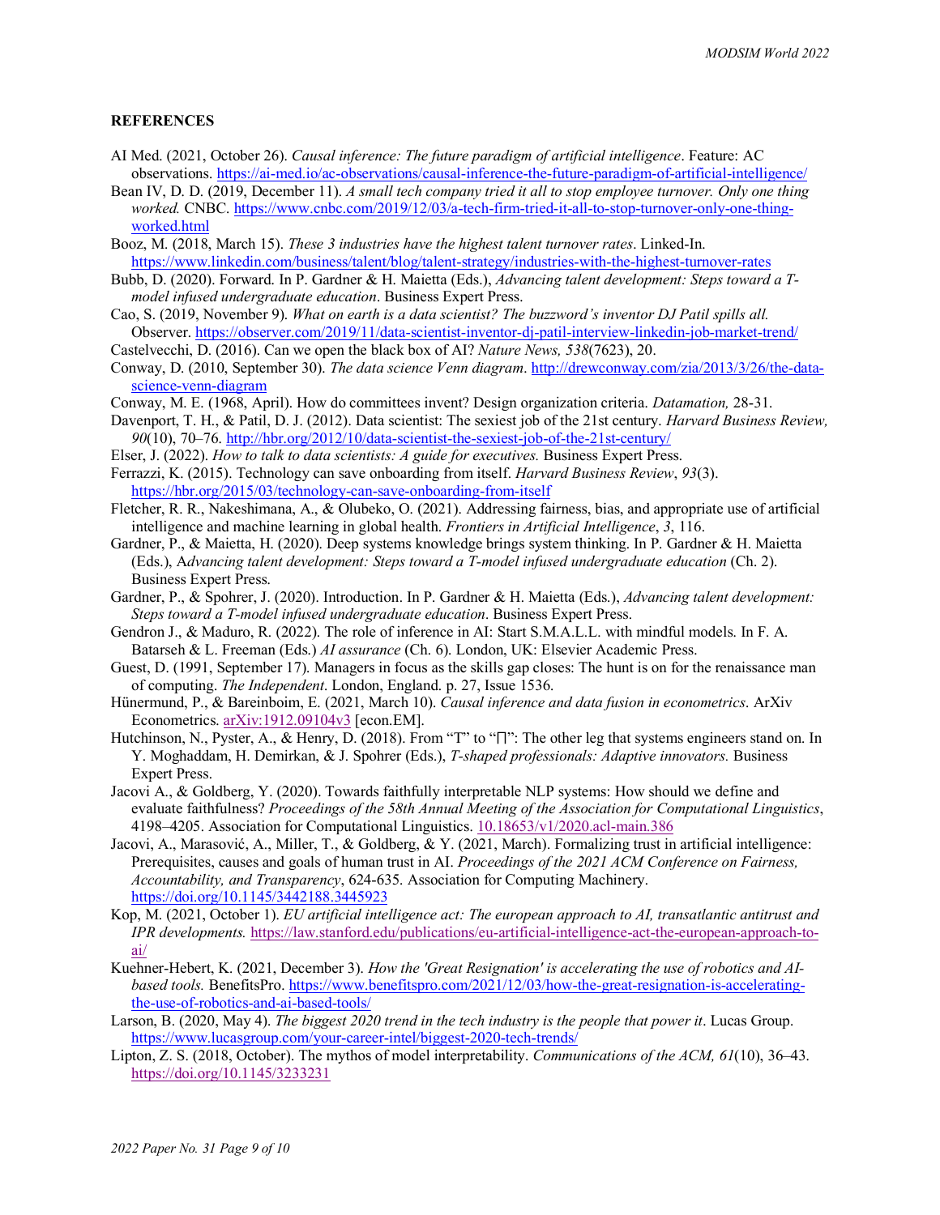**REFERENCES**

AI Med. (2021, October 26). *Causal inference: The future paradigm of artificial intelligence*. Feature: AC observations. https://ai-med.io/ac-observations/causal-inference-the-future-paradigm-of-artificial-intelligence/

Bean IV, D. D. (2019, December 11). *A small tech company tried it all to stop employee turnover. Only one thing worked.* CNBC. https://www.cnbc.com/2019/12/03/a-tech-firm-tried-it-all-to-stop-turnover-only-one-thing-worked.html

Booz, M. (2018, March 15). *These 3 industries have the highest talent turnover rates*. Linked-In. https://www.linkedin.com/business/talent/blog/talent-strategy/industries-with-the-highest-turnover-rates

Bubb, D. (2020). Forward. In P. Gardner & H. Maietta (Eds.), *Advancing talent development: Steps toward a T-model infused undergraduate education*. Business Expert Press.

Cao, S. (2019, November 9). *What on earth is a data scientist? The buzzword's inventor DJ Patil spills all.* Observer. https://observer.com/2019/11/data-scientist-inventor-dj-patil-interview-linkedin-job-market-trend/

Castelvecchi, D. (2016). Can we open the black box of AI? *Nature News, 538*(7623), 20.

Conway, D. (2010, September 30). *The data science Venn diagram*. http://drewconway.com/zia/2013/3/26/the-data-science-venn-diagram

Conway, M. E. (1968, April). How do committees invent? Design organization criteria. *Datamation,* 28-31.

Davenport, T. H., & Patil, D. J. (2012). Data scientist: The sexiest job of the 21st century. *Harvard Business Review, 90*(10), 70–76. http://hbr.org/2012/10/data-scientist-the-sexiest-job-of-the-21st-century/

Elser, J. (2022). *How to talk to data scientists: A guide for executives.* Business Expert Press.

Ferrazzi, K. (2015). Technology can save onboarding from itself. *Harvard Business Review*, *93*(3). https://hbr.org/2015/03/technology-can-save-onboarding-from-itself

Fletcher, R. R., Nakeshimana, A., & Olubeko, O. (2021). Addressing fairness, bias, and appropriate use of artificial intelligence and machine learning in global health. *Frontiers in Artificial Intelligence*, *3*, 116.

Gardner, P., & Maietta, H. (2020). Deep systems knowledge brings system thinking. In P. Gardner & H. Maietta (Eds.), A*dvancing talent development: Steps toward a T-model infused undergraduate education* (Ch. 2). Business Expert Press.

Gardner, P., & Spohrer, J. (2020). Introduction. In P. Gardner & H. Maietta (Eds.), *Advancing talent development: Steps toward a T-model infused undergraduate education*. Business Expert Press.

Gendron J., & Maduro, R. (2022). The role of inference in AI: Start S.M.A.L.L. with mindful models. In F. A. Batarseh & L. Freeman (Eds.) *AI assurance* (Ch. 6). London, UK: Elsevier Academic Press.

Guest, D. (1991, September 17). Managers in focus as the skills gap closes: The hunt is on for the renaissance man of computing. *The Independent*. London, England. p. 27, Issue 1536.

Hünermund, P., & Bareinboim, E. (2021, March 10). *Causal inference and data fusion in econometrics*. ArXiv Econometrics. arXiv:1912.09104v3 [econ.EM].

Hutchinson, N., Pyster, A., & Henry, D. (2018). From "T" to "∏": The other leg that systems engineers stand on. In Y. Moghaddam, H. Demirkan, & J. Spohrer (Eds.), *T-shaped professionals: Adaptive innovators.* Business Expert Press.

Jacovi A., & Goldberg, Y. (2020). Towards faithfully interpretable NLP systems: How should we define and evaluate faithfulness? *Proceedings of the 58th Annual Meeting of the Association for Computational Linguistics*, 4198–4205. Association for Computational Linguistics. 10.18653/v1/2020.acl-main.386

Jacovi, A., Marasović, A., Miller, T., & Goldberg, & Y. (2021, March). Formalizing trust in artificial intelligence: Prerequisites, causes and goals of human trust in AI. *Proceedings of the 2021 ACM Conference on Fairness, Accountability, and Transparency*, 624-635. Association for Computing Machinery. https://doi.org/10.1145/3442188.3445923

Kop, M. (2021, October 1). *EU artificial intelligence act: The european approach to AI, transatlantic antitrust and IPR developments.* https://law.stanford.edu/publications/eu-artificial-intelligence-act-the-european-approach-to-ai/

Kuehner-Hebert, K. (2021, December 3). *How the 'Great Resignation' is accelerating the use of robotics and AI-based tools.* BenefitsPro. https://www.benefitspro.com/2021/12/03/how-the-great-resignation-is-accelerating-the-use-of-robotics-and-ai-based-tools/

Larson, B. (2020, May 4). *The biggest 2020 trend in the tech industry is the people that power it*. Lucas Group. https://www.lucasgroup.com/your-career-intel/biggest-2020-tech-trends/

Lipton, Z. S. (2018, October). The mythos of model interpretability. *Communications of the ACM, 61*(10), 36–43. https://doi.org/10.1145/3233231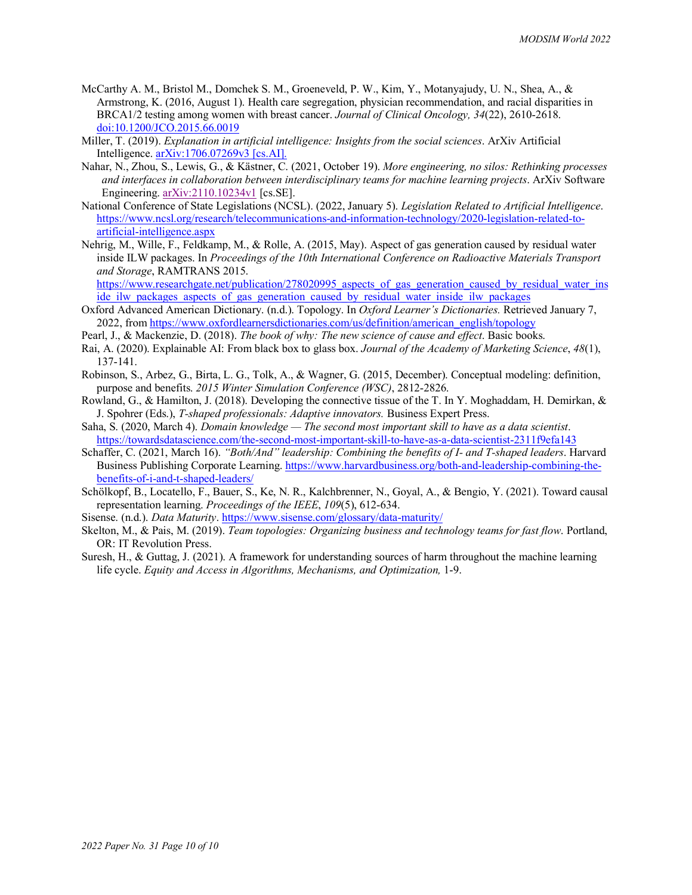McCarthy A. M., Bristol M., Domchek S. M., Groeneveld, P. W., Kim, Y., Motanyajudy, U. N., Shea, A., & Armstrong, K. (2016, August 1). Health care segregation, physician recommendation, and racial disparities in BRCA1/2 testing among women with breast cancer. *Journal of Clinical Oncology, 34*(22), 2610-2618. doi:10.1200/JCO.2015.66.0019

Miller, T. (2019). *Explanation in artificial intelligence: Insights from the social sciences*. ArXiv Artificial Intelligence. arXiv:1706.07269v3 [cs.AI].

Nahar, N., Zhou, S., Lewis, G., & Kästner, C. (2021, October 19). *More engineering, no silos: Rethinking processes and interfaces in collaboration between interdisciplinary teams for machine learning projects*. ArXiv Software Engineering. arXiv:2110.10234v1 [cs.SE].

National Conference of State Legislations (NCSL). (2022, January 5). *Legislation Related to Artificial Intelligence*. https://www.ncsl.org/research/telecommunications-and-information-technology/2020-legislation-related-to-artificial-intelligence.aspx

Nehrig, M., Wille, F., Feldkamp, M., & Rolle, A. (2015, May). Aspect of gas generation caused by residual water inside ILW packages. In *Proceedings of the 10th International Conference on Radioactive Materials Transport and Storage*, RAMTRANS 2015. https://www.researchgate.net/publication/278020995_aspects_of_gas_generation_caused_by_residual_water_inside_ilw_packages_aspects_of_gas_generation_caused_by_residual_water_inside_ilw_packages

Oxford Advanced American Dictionary. (n.d.). Topology. In *Oxford Learner's Dictionaries.* Retrieved January 7, 2022, from https://www.oxfordlearnersdictionaries.com/us/definition/american_english/topology

Pearl, J., & Mackenzie, D. (2018). *The book of why: The new science of cause and effect*. Basic books.

Rai, A. (2020). Explainable AI: From black box to glass box. *Journal of the Academy of Marketing Science*, *48*(1), 137-141.

Robinson, S., Arbez, G., Birta, L. G., Tolk, A., & Wagner, G. (2015, December). Conceptual modeling: definition, purpose and benefits. *2015 Winter Simulation Conference (WSC)*, 2812-2826.

Rowland, G., & Hamilton, J. (2018). Developing the connective tissue of the T. In Y. Moghaddam, H. Demirkan, & J. Spohrer (Eds.), *T-shaped professionals: Adaptive innovators.* Business Expert Press.

Saha, S. (2020, March 4). *Domain knowledge — The second most important skill to have as a data scientist*. https://towardsdatascience.com/the-second-most-important-skill-to-have-as-a-data-scientist-2311f9efa143

Schaffer, C. (2021, March 16). *"Both/And" leadership: Combining the benefits of I- and T-shaped leaders*. Harvard Business Publishing Corporate Learning. https://www.harvardbusiness.org/both-and-leadership-combining-the-benefits-of-i-and-t-shaped-leaders/

Schölkopf, B., Locatello, F., Bauer, S., Ke, N. R., Kalchbrenner, N., Goyal, A., & Bengio, Y. (2021). Toward causal representation learning. *Proceedings of the IEEE*, *109*(5), 612-634.

Sisense. (n.d.). *Data Maturity*. https://www.sisense.com/glossary/data-maturity/

Skelton, M., & Pais, M. (2019). *Team topologies: Organizing business and technology teams for fast flow.* Portland, OR: IT Revolution Press.

Suresh, H., & Guttag, J. (2021). A framework for understanding sources of harm throughout the machine learning life cycle. *Equity and Access in Algorithms, Mechanisms, and Optimization,* 1-9.